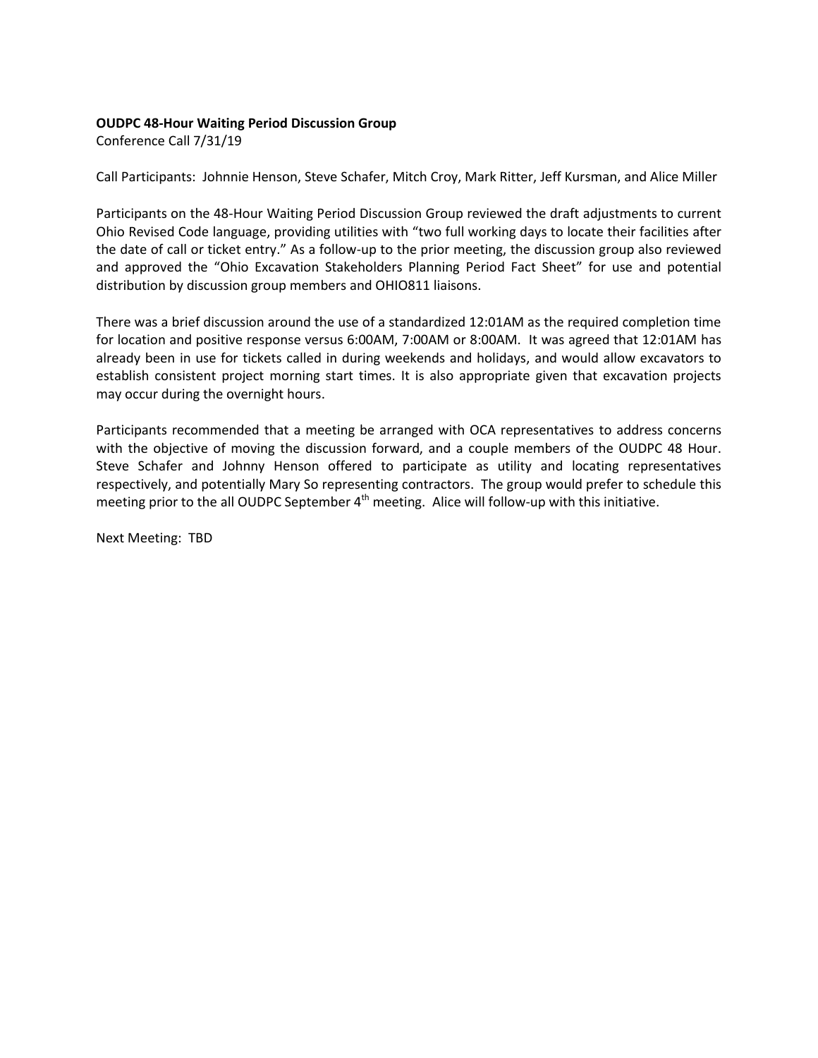**OUDPC 48-Hour Waiting Period Discussion Group**

Conference Call 7/31/19

Call Participants: Johnnie Henson, Steve Schafer, Mitch Croy, Mark Ritter, Jeff Kursman, and Alice Miller

Participants on the 48-Hour Waiting Period Discussion Group reviewed the draft adjustments to current Ohio Revised Code language, providing utilities with "two full working days to locate their facilities after the date of call or ticket entry." As a follow-up to the prior meeting, the discussion group also reviewed and approved the "Ohio Excavation Stakeholders Planning Period Fact Sheet" for use and potential distribution by discussion group members and OHIO811 liaisons.

There was a brief discussion around the use of a standardized 12:01AM as the required completion time for location and positive response versus 6:00AM, 7:00AM or 8:00AM. It was agreed that 12:01AM has already been in use for tickets called in during weekends and holidays, and would allow excavators to establish consistent project morning start times. It is also appropriate given that excavation projects may occur during the overnight hours.

Participants recommended that a meeting be arranged with OCA representatives to address concerns with the objective of moving the discussion forward, and a couple members of the OUDPC 48 Hour. Steve Schafer and Johnny Henson offered to participate as utility and locating representatives respectively, and potentially Mary So representing contractors. The group would prefer to schedule this meeting prior to the all OUDPC September 4th meeting. Alice will follow-up with this initiative.

Next Meeting: TBD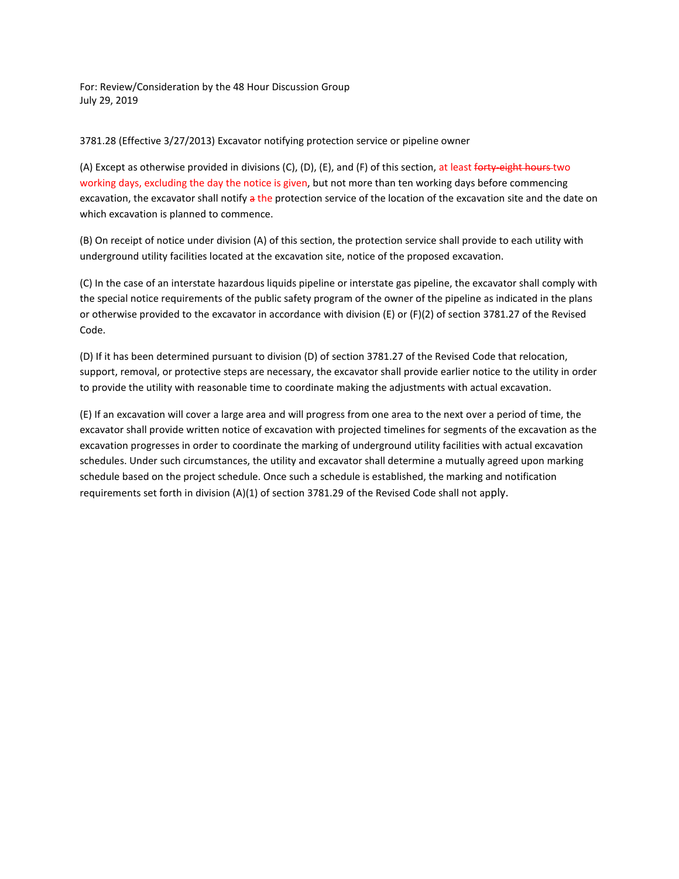For: Review/Consideration by the 48 Hour Discussion Group
July 29, 2019

3781.28 (Effective 3/27/2013) Excavator notifying protection service or pipeline owner

(A) Except as otherwise provided in divisions (C), (D), (E), and (F) of this section, at least ~~forty-eight hours~~ two working days, excluding the day the notice is given, but not more than ten working days before commencing excavation, the excavator shall notify ~~a~~ the protection service of the location of the excavation site and the date on which excavation is planned to commence.

(B) On receipt of notice under division (A) of this section, the protection service shall provide to each utility with underground utility facilities located at the excavation site, notice of the proposed excavation.

(C) In the case of an interstate hazardous liquids pipeline or interstate gas pipeline, the excavator shall comply with the special notice requirements of the public safety program of the owner of the pipeline as indicated in the plans or otherwise provided to the excavator in accordance with division (E) or (F)(2) of section 3781.27 of the Revised Code.

(D) If it has been determined pursuant to division (D) of section 3781.27 of the Revised Code that relocation, support, removal, or protective steps are necessary, the excavator shall provide earlier notice to the utility in order to provide the utility with reasonable time to coordinate making the adjustments with actual excavation.

(E) If an excavation will cover a large area and will progress from one area to the next over a period of time, the excavator shall provide written notice of excavation with projected timelines for segments of the excavation as the excavation progresses in order to coordinate the marking of underground utility facilities with actual excavation schedules. Under such circumstances, the utility and excavator shall determine a mutually agreed upon marking schedule based on the project schedule. Once such a schedule is established, the marking and notification requirements set forth in division (A)(1) of section 3781.29 of the Revised Code shall not apply.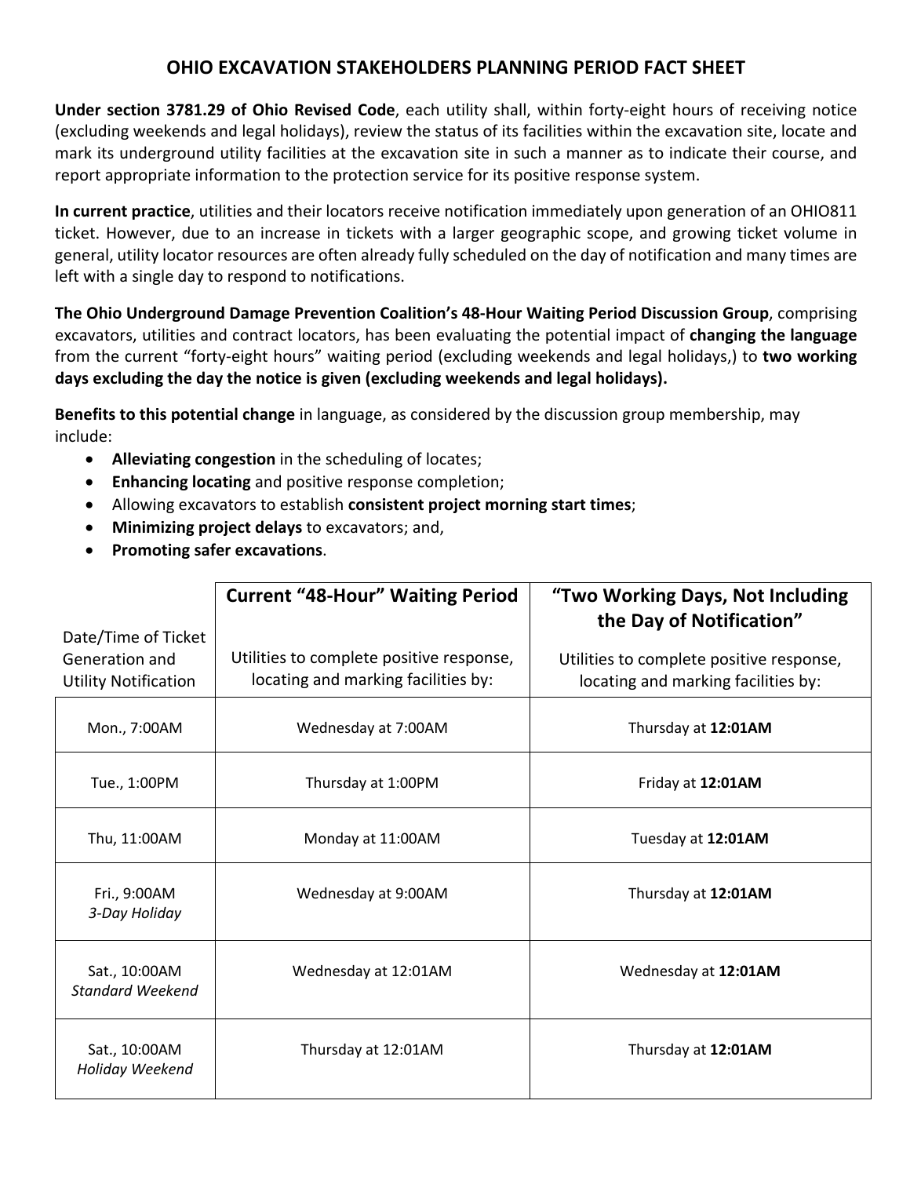# OHIO EXCAVATION STAKEHOLDERS PLANNING PERIOD FACT SHEET

**Under section 3781.29 of Ohio Revised Code**, each utility shall, within forty-eight hours of receiving notice (excluding weekends and legal holidays), review the status of its facilities within the excavation site, locate and mark its underground utility facilities at the excavation site in such a manner as to indicate their course, and report appropriate information to the protection service for its positive response system.

**In current practice**, utilities and their locators receive notification immediately upon generation of an OHIO811 ticket. However, due to an increase in tickets with a larger geographic scope, and growing ticket volume in general, utility locator resources are often already fully scheduled on the day of notification and many times are left with a single day to respond to notifications.

**The Ohio Underground Damage Prevention Coalition's 48-Hour Waiting Period Discussion Group**, comprising excavators, utilities and contract locators, has been evaluating the potential impact of **changing the language** from the current "forty-eight hours" waiting period (excluding weekends and legal holidays,) to **two working days excluding the day the notice is given (excluding weekends and legal holidays).**

**Benefits to this potential change** in language, as considered by the discussion group membership, may include:

- **Alleviating congestion** in the scheduling of locates;
- **Enhancing locating** and positive response completion;
- Allowing excavators to establish **consistent project morning start times**;
- **Minimizing project delays** to excavators; and,
- **Promoting safer excavations**.

| Date/Time of Ticket Generation and Utility Notification | **Current "48-Hour" Waiting Period** Utilities to complete positive response, locating and marking facilities by: | **"Two Working Days, Not Including the Day of Notification"** Utilities to complete positive response, locating and marking facilities by: |
|---|---|---|
| Mon., 7:00AM | Wednesday at 7:00AM | Thursday at **12:01AM** |
| Tue., 1:00PM | Thursday at 1:00PM | Friday at **12:01AM** |
| Thu, 11:00AM | Monday at 11:00AM | Tuesday at **12:01AM** |
| Fri., 9:00AM *3-Day Holiday* | Wednesday at 9:00AM | Thursday at **12:01AM** |
| Sat., 10:00AM *Standard Weekend* | Wednesday at 12:01AM | Wednesday at **12:01AM** |
| Sat., 10:00AM *Holiday Weekend* | Thursday at 12:01AM | Thursday at **12:01AM** |